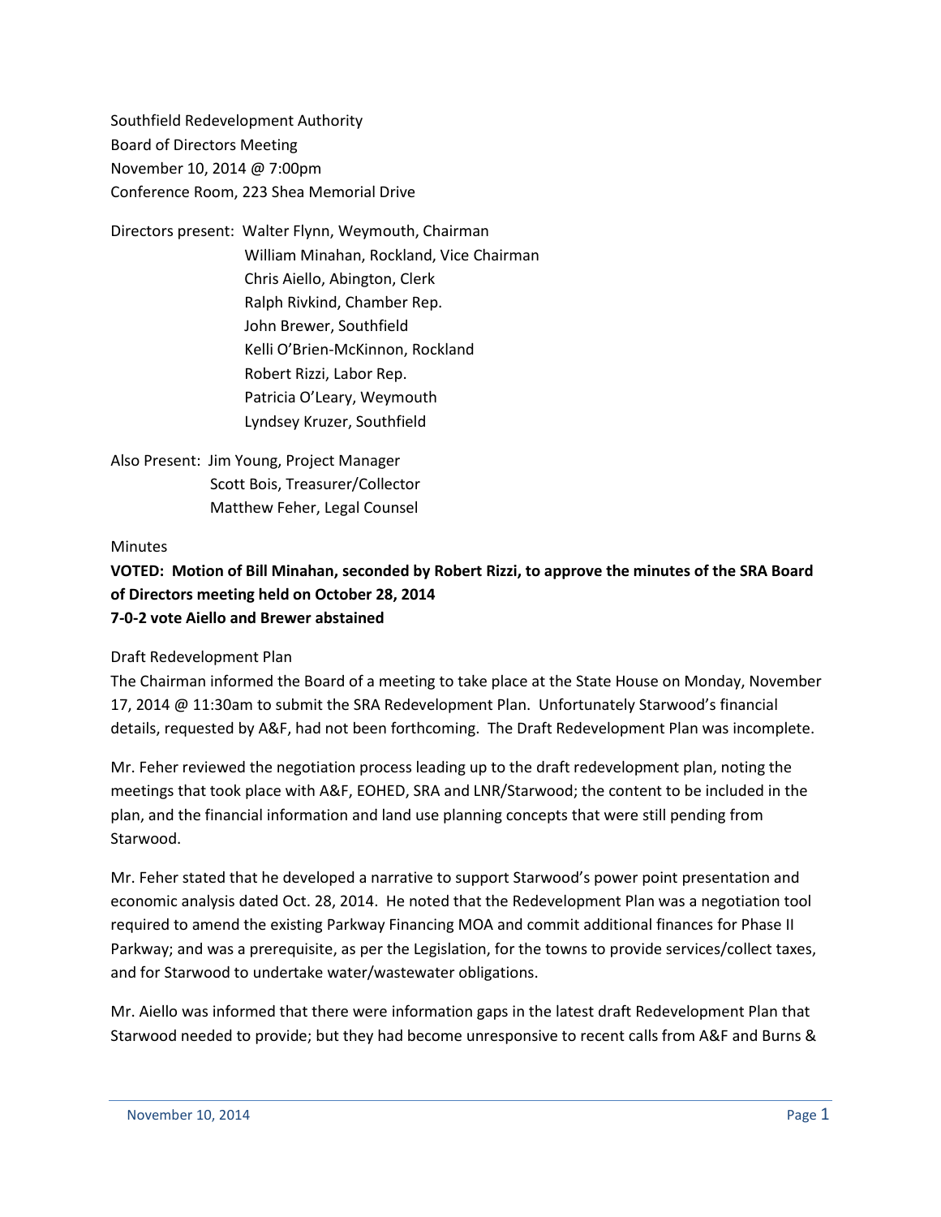Southfield Redevelopment Authority
Board of Directors Meeting
November 10, 2014 @ 7:00pm
Conference Room, 223 Shea Memorial Drive

Directors present: Walter Flynn, Weymouth, Chairman
William Minahan, Rockland, Vice Chairman
Chris Aiello, Abington, Clerk
Ralph Rivkind, Chamber Rep.
John Brewer, Southfield
Kelli O'Brien-McKinnon, Rockland
Robert Rizzi, Labor Rep.
Patricia O'Leary, Weymouth
Lyndsey Kruzer, Southfield

Also Present: Jim Young, Project Manager
Scott Bois, Treasurer/Collector
Matthew Feher, Legal Counsel

Minutes

**VOTED: Motion of Bill Minahan, seconded by Robert Rizzi, to approve the minutes of the SRA Board of Directors meeting held on October 28, 2014**
**7-0-2 vote Aiello and Brewer abstained**

Draft Redevelopment Plan

The Chairman informed the Board of a meeting to take place at the State House on Monday, November 17, 2014 @ 11:30am to submit the SRA Redevelopment Plan. Unfortunately Starwood's financial details, requested by A&F, had not been forthcoming. The Draft Redevelopment Plan was incomplete.

Mr. Feher reviewed the negotiation process leading up to the draft redevelopment plan, noting the meetings that took place with A&F, EOHED, SRA and LNR/Starwood; the content to be included in the plan, and the financial information and land use planning concepts that were still pending from Starwood.

Mr. Feher stated that he developed a narrative to support Starwood's power point presentation and economic analysis dated Oct. 28, 2014. He noted that the Redevelopment Plan was a negotiation tool required to amend the existing Parkway Financing MOA and commit additional finances for Phase II Parkway; and was a prerequisite, as per the Legislation, for the towns to provide services/collect taxes, and for Starwood to undertake water/wastewater obligations.

Mr. Aiello was informed that there were information gaps in the latest draft Redevelopment Plan that Starwood needed to provide; but they had become unresponsive to recent calls from A&F and Burns &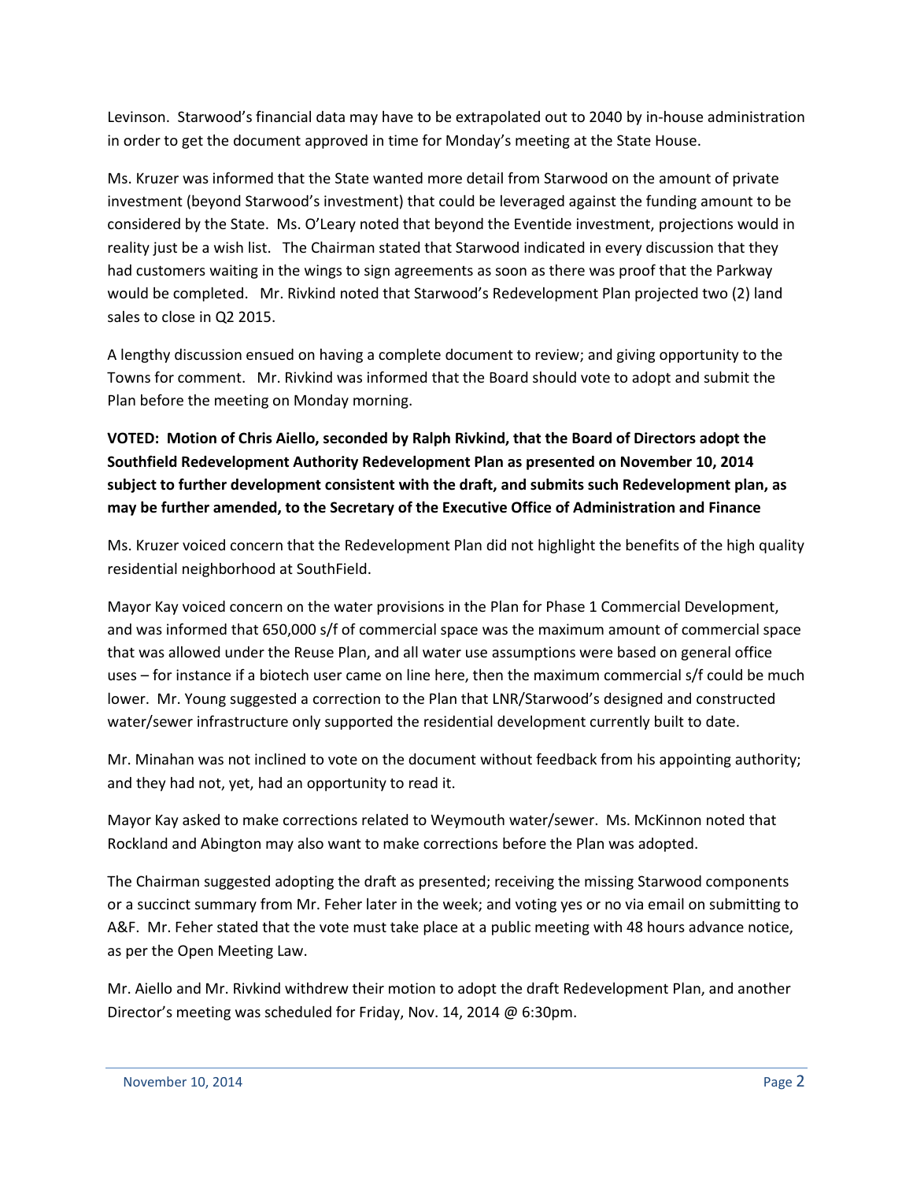Levinson. Starwood's financial data may have to be extrapolated out to 2040 by in-house administration in order to get the document approved in time for Monday's meeting at the State House.

Ms. Kruzer was informed that the State wanted more detail from Starwood on the amount of private investment (beyond Starwood's investment) that could be leveraged against the funding amount to be considered by the State. Ms. O'Leary noted that beyond the Eventide investment, projections would in reality just be a wish list. The Chairman stated that Starwood indicated in every discussion that they had customers waiting in the wings to sign agreements as soon as there was proof that the Parkway would be completed. Mr. Rivkind noted that Starwood's Redevelopment Plan projected two (2) land sales to close in Q2 2015.

A lengthy discussion ensued on having a complete document to review; and giving opportunity to the Towns for comment. Mr. Rivkind was informed that the Board should vote to adopt and submit the Plan before the meeting on Monday morning.

**VOTED: Motion of Chris Aiello, seconded by Ralph Rivkind, that the Board of Directors adopt the Southfield Redevelopment Authority Redevelopment Plan as presented on November 10, 2014 subject to further development consistent with the draft, and submits such Redevelopment plan, as may be further amended, to the Secretary of the Executive Office of Administration and Finance**

Ms. Kruzer voiced concern that the Redevelopment Plan did not highlight the benefits of the high quality residential neighborhood at SouthField.

Mayor Kay voiced concern on the water provisions in the Plan for Phase 1 Commercial Development, and was informed that 650,000 s/f of commercial space was the maximum amount of commercial space that was allowed under the Reuse Plan, and all water use assumptions were based on general office uses – for instance if a biotech user came on line here, then the maximum commercial s/f could be much lower. Mr. Young suggested a correction to the Plan that LNR/Starwood's designed and constructed water/sewer infrastructure only supported the residential development currently built to date.

Mr. Minahan was not inclined to vote on the document without feedback from his appointing authority; and they had not, yet, had an opportunity to read it.

Mayor Kay asked to make corrections related to Weymouth water/sewer. Ms. McKinnon noted that Rockland and Abington may also want to make corrections before the Plan was adopted.

The Chairman suggested adopting the draft as presented; receiving the missing Starwood components or a succinct summary from Mr. Feher later in the week; and voting yes or no via email on submitting to A&F. Mr. Feher stated that the vote must take place at a public meeting with 48 hours advance notice, as per the Open Meeting Law.

Mr. Aiello and Mr. Rivkind withdrew their motion to adopt the draft Redevelopment Plan, and another Director's meeting was scheduled for Friday, Nov. 14, 2014 @ 6:30pm.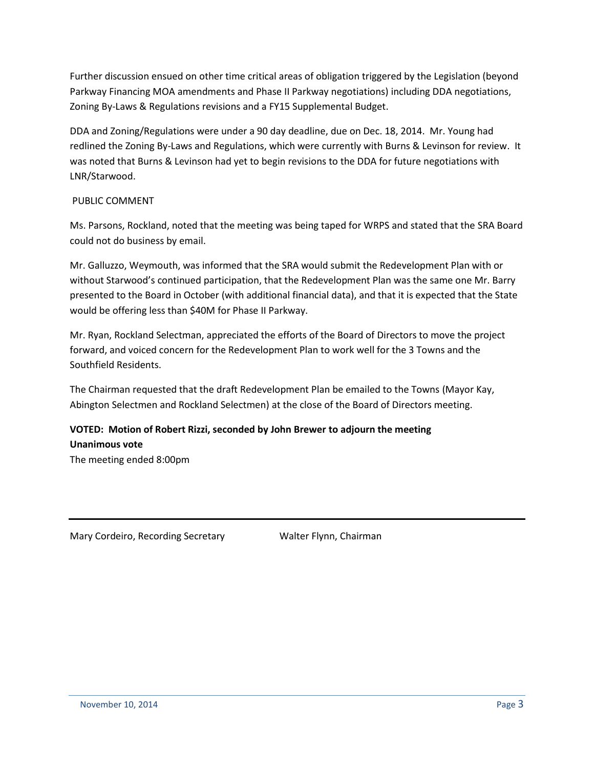Further discussion ensued on other time critical areas of obligation triggered by the Legislation (beyond Parkway Financing MOA amendments and Phase II Parkway negotiations) including DDA negotiations, Zoning By-Laws & Regulations revisions and a FY15 Supplemental Budget.

DDA and Zoning/Regulations were under a 90 day deadline, due on Dec. 18, 2014. Mr. Young had redlined the Zoning By-Laws and Regulations, which were currently with Burns & Levinson for review. It was noted that Burns & Levinson had yet to begin revisions to the DDA for future negotiations with LNR/Starwood.

PUBLIC COMMENT

Ms. Parsons, Rockland, noted that the meeting was being taped for WRPS and stated that the SRA Board could not do business by email.

Mr. Galluzzo, Weymouth, was informed that the SRA would submit the Redevelopment Plan with or without Starwood's continued participation, that the Redevelopment Plan was the same one Mr. Barry presented to the Board in October (with additional financial data), and that it is expected that the State would be offering less than $40M for Phase II Parkway.

Mr. Ryan, Rockland Selectman, appreciated the efforts of the Board of Directors to move the project forward, and voiced concern for the Redevelopment Plan to work well for the 3 Towns and the Southfield Residents.

The Chairman requested that the draft Redevelopment Plan be emailed to the Towns (Mayor Kay, Abington Selectmen and Rockland Selectmen) at the close of the Board of Directors meeting.

**VOTED: Motion of Robert Rizzi, seconded by John Brewer to adjourn the meeting**
**Unanimous vote**
The meeting ended 8:00pm

---

Mary Cordeiro, Recording Secretary          Walter Flynn, Chairman